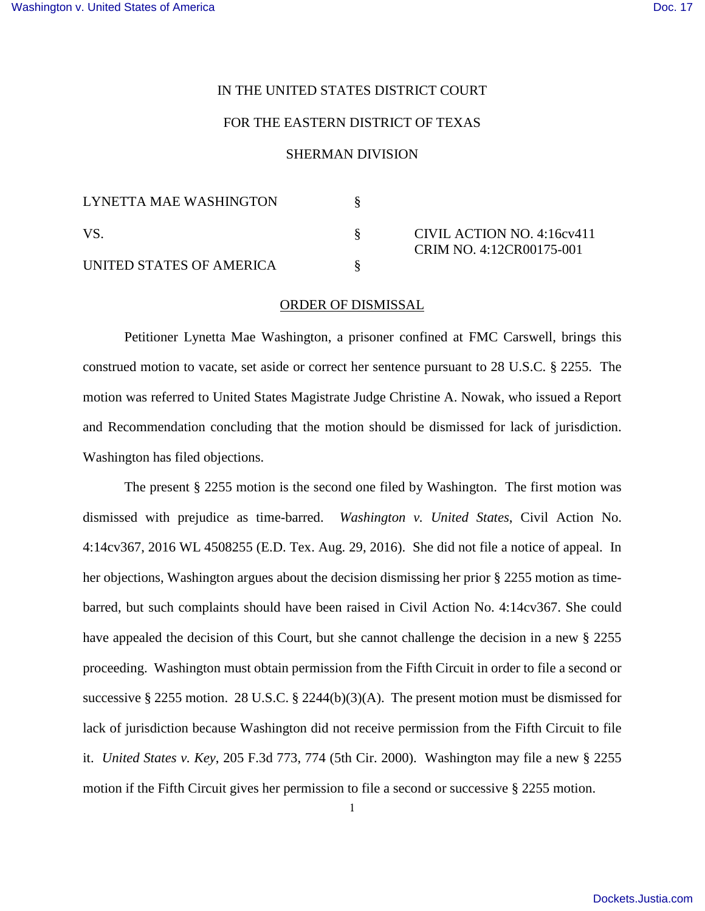IN THE UNITED STATES DISTRICT COURT

FOR THE EASTERN DISTRICT OF TEXAS

SHERMAN DIVISION

| | | |
|---|---|---|
| LYNETTA MAE WASHINGTON | § | |
| VS. | § | CIVIL ACTION NO. 4:16cv411<br>CRIM NO. 4:12CR00175-001 |
| UNITED STATES OF AMERICA | § | |

ORDER OF DISMISSAL

Petitioner Lynetta Mae Washington, a prisoner confined at FMC Carswell, brings this construed motion to vacate, set aside or correct her sentence pursuant to 28 U.S.C. § 2255. The motion was referred to United States Magistrate Judge Christine A. Nowak, who issued a Report and Recommendation concluding that the motion should be dismissed for lack of jurisdiction. Washington has filed objections.

The present § 2255 motion is the second one filed by Washington. The first motion was dismissed with prejudice as time-barred. *Washington v. United States*, Civil Action No. 4:14cv367, 2016 WL 4508255 (E.D. Tex. Aug. 29, 2016). She did not file a notice of appeal. In her objections, Washington argues about the decision dismissing her prior § 2255 motion as time-barred, but such complaints should have been raised in Civil Action No. 4:14cv367. She could have appealed the decision of this Court, but she cannot challenge the decision in a new § 2255 proceeding. Washington must obtain permission from the Fifth Circuit in order to file a second or successive § 2255 motion. 28 U.S.C. § 2244(b)(3)(A). The present motion must be dismissed for lack of jurisdiction because Washington did not receive permission from the Fifth Circuit to file it. *United States v. Key*, 205 F.3d 773, 774 (5th Cir. 2000). Washington may file a new § 2255 motion if the Fifth Circuit gives her permission to file a second or successive § 2255 motion.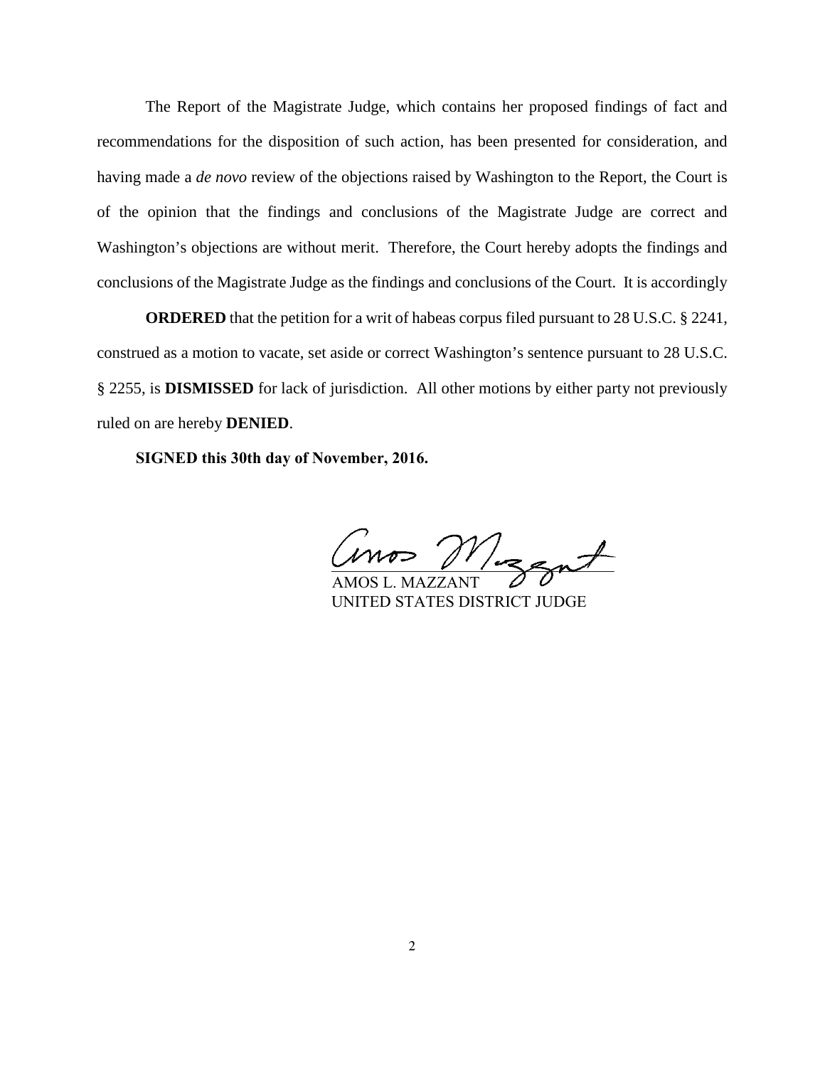The Report of the Magistrate Judge, which contains her proposed findings of fact and recommendations for the disposition of such action, has been presented for consideration, and having made a *de novo* review of the objections raised by Washington to the Report, the Court is of the opinion that the findings and conclusions of the Magistrate Judge are correct and Washington's objections are without merit. Therefore, the Court hereby adopts the findings and conclusions of the Magistrate Judge as the findings and conclusions of the Court. It is accordingly

**ORDERED** that the petition for a writ of habeas corpus filed pursuant to 28 U.S.C. § 2241, construed as a motion to vacate, set aside or correct Washington's sentence pursuant to 28 U.S.C. § 2255, is **DISMISSED** for lack of jurisdiction. All other motions by either party not previously ruled on are hereby **DENIED**.

**SIGNED this 30th day of November, 2016.**

AMOS L. MAZZANT
UNITED STATES DISTRICT JUDGE